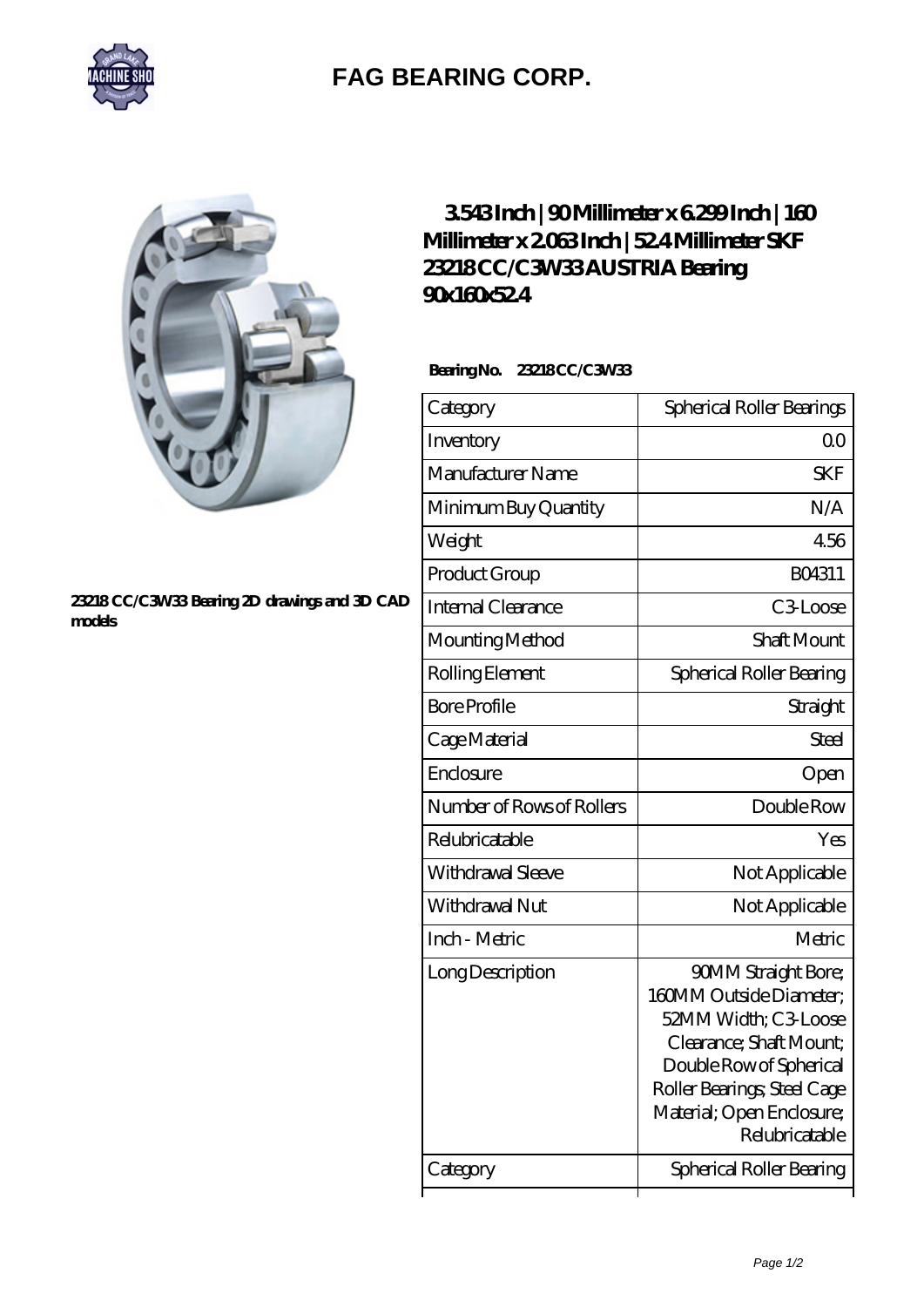# FAG BEARING CORP.

23218 CC/C3W33 Bearing 2D drawings and 3D CAD models

## 3.543 Inch | 90 Millimeter x 6.299 Inch | 160 Millimeter x 2.063 Inch | 52.4 Millimeter SKF 23218 CC/C3W33 AUSTRIA Bearing 90x160x52.4

**Bearing No.** 23218 CC/C3W33

| Category | Spherical Roller Bearings |
|---|---|
| Inventory | 0.0 |
| Manufacturer Name | SKF |
| Minimum Buy Quantity | N/A |
| Weight | 4.56 |
| Product Group | B04311 |
| Internal Clearance | C3-Loose |
| Mounting Method | Shaft Mount |
| Rolling Element | Spherical Roller Bearing |
| Bore Profile | Straight |
| Cage Material | Steel |
| Enclosure | Open |
| Number of Rows of Rollers | Double Row |
| Relubricatable | Yes |
| Withdrawal Sleeve | Not Applicable |
| Withdrawal Nut | Not Applicable |
| Inch - Metric | Metric |
| Long Description | 90MM Straight Bore; 160MM Outside Diameter; 52MM Width; C3-Loose Clearance; Shaft Mount; Double Row of Spherical Roller Bearings; Steel Cage Material; Open Enclosure; Relubricatable |
| Category | Spherical Roller Bearing |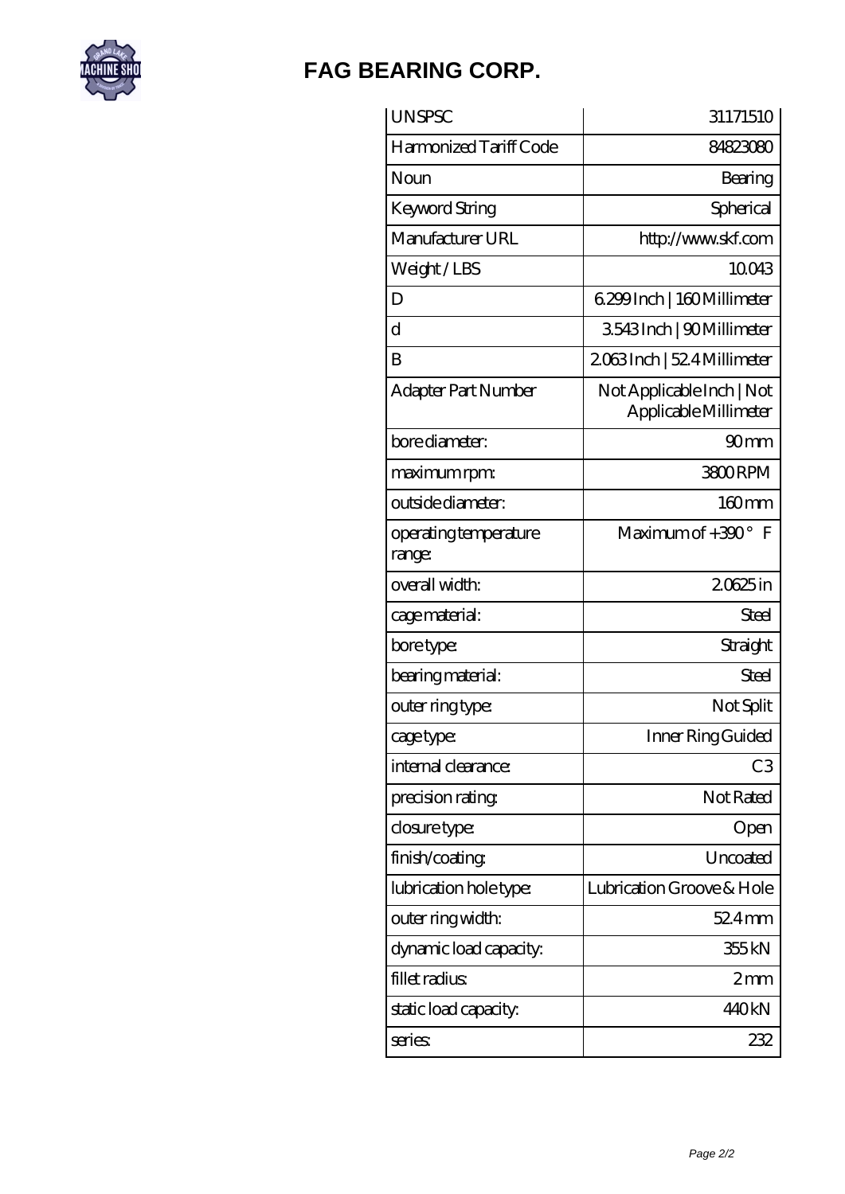# FAG BEARING CORP.

| | |
|---|---|
| UNSPSC | 31171510 |
| Harmonized Tariff Code | 84823080 |
| Noun | Bearing |
| Keyword String | Spherical |
| Manufacturer URL | http://www.skf.com |
| Weight / LBS | 10.043 |
| D | 6.299 Inch \| 160 Millimeter |
| d | 3.543 Inch \| 90 Millimeter |
| B | 2.063 Inch \| 52.4 Millimeter |
| Adapter Part Number | Not Applicable Inch \| Not Applicable Millimeter |
| bore diameter: | 90 mm |
| maximum rpm: | 3800 RPM |
| outside diameter: | 160 mm |
| operating temperature range: | Maximum of +390 ° F |
| overall width: | 2.0625 in |
| cage material: | Steel |
| bore type: | Straight |
| bearing material: | Steel |
| outer ring type: | Not Split |
| cage type: | Inner Ring Guided |
| internal clearance: | C3 |
| precision rating: | Not Rated |
| closure type: | Open |
| finish/coating: | Uncoated |
| lubrication hole type: | Lubrication Groove & Hole |
| outer ring width: | 52.4 mm |
| dynamic load capacity: | 355 kN |
| fillet radius: | 2 mm |
| static load capacity: | 440 kN |
| series: | 232 |